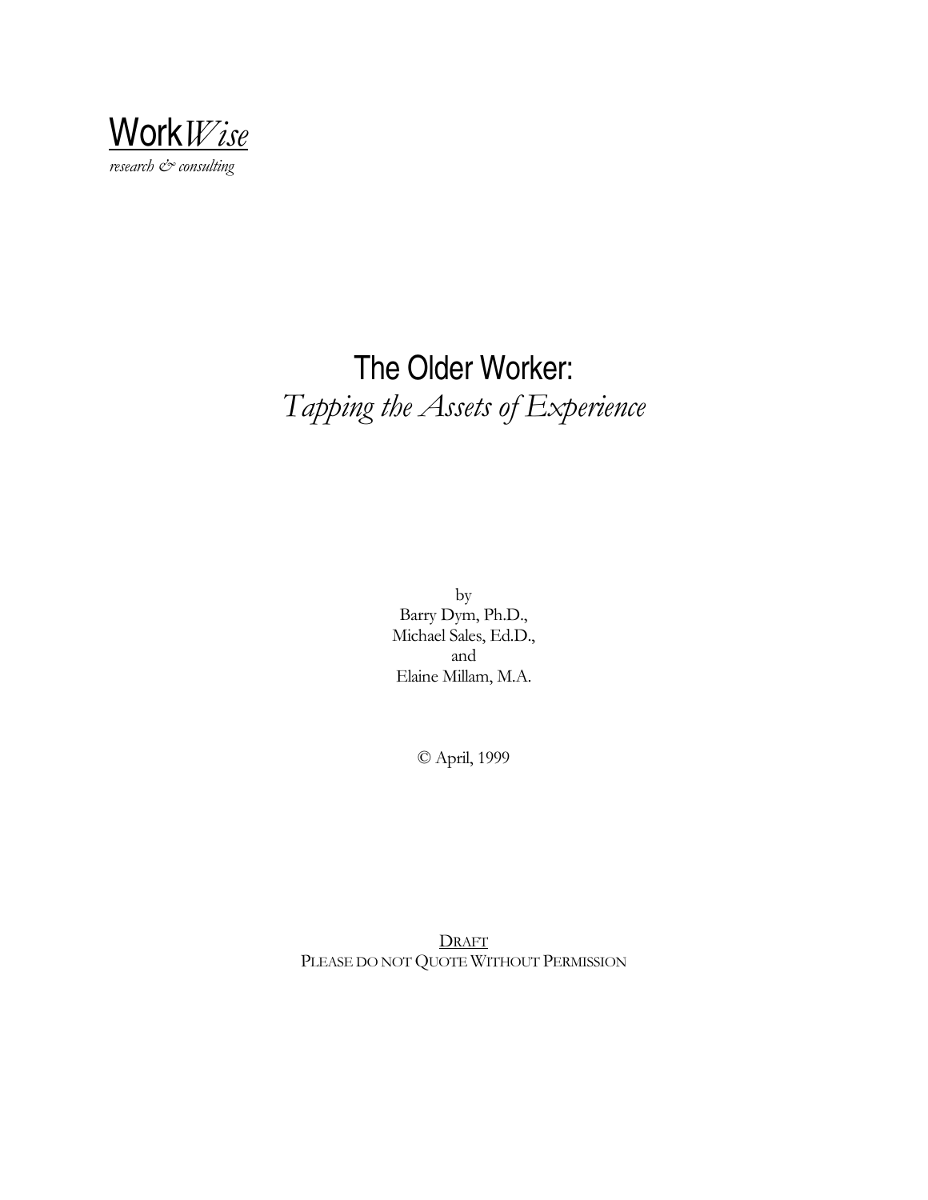Work*Wise*

*research & consulting*

# The Older Worker:
## *Tapping the Assets of Experience*

by
Barry Dym, Ph.D.,
Michael Sales, Ed.D.,
and
Elaine Millam, M.A.

© April, 1999

DRAFT
PLEASE DO NOT QUOTE WITHOUT PERMISSION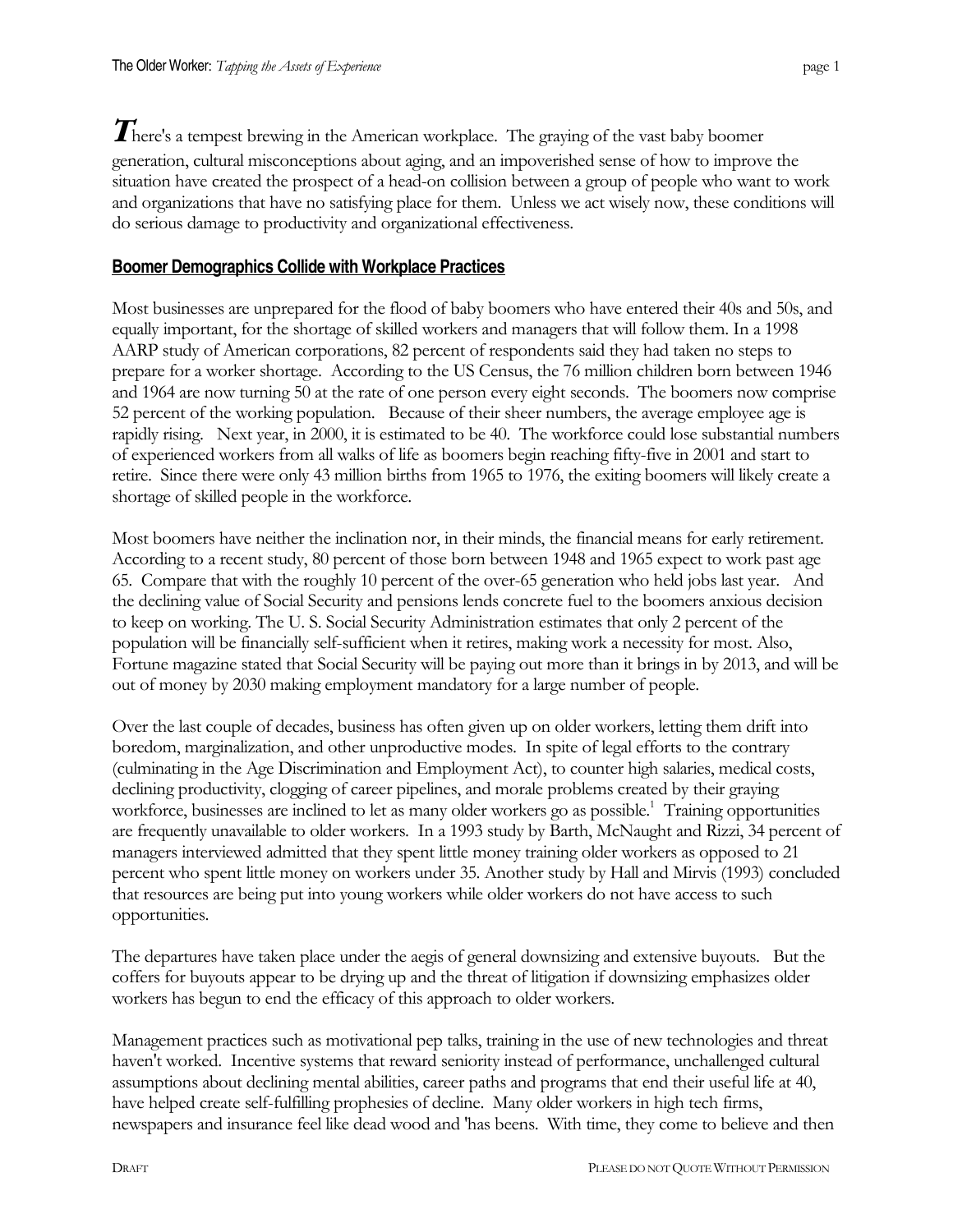**T**here's a tempest brewing in the American workplace. The graying of the vast baby boomer generation, cultural misconceptions about aging, and an impoverished sense of how to improve the situation have created the prospect of a head-on collision between a group of people who want to work and organizations that have no satisfying place for them. Unless we act wisely now, these conditions will do serious damage to productivity and organizational effectiveness.

## Boomer Demographics Collide with Workplace Practices

Most businesses are unprepared for the flood of baby boomers who have entered their 40s and 50s, and equally important, for the shortage of skilled workers and managers that will follow them. In a 1998 AARP study of American corporations, 82 percent of respondents said they had taken no steps to prepare for a worker shortage. According to the US Census, the 76 million children born between 1946 and 1964 are now turning 50 at the rate of one person every eight seconds. The boomers now comprise 52 percent of the working population. Because of their sheer numbers, the average employee age is rapidly rising. Next year, in 2000, it is estimated to be 40. The workforce could lose substantial numbers of experienced workers from all walks of life as boomers begin reaching fifty-five in 2001 and start to retire. Since there were only 43 million births from 1965 to 1976, the exiting boomers will likely create a shortage of skilled people in the workforce.

Most boomers have neither the inclination nor, in their minds, the financial means for early retirement. According to a recent study, 80 percent of those born between 1948 and 1965 expect to work past age 65. Compare that with the roughly 10 percent of the over-65 generation who held jobs last year. And the declining value of Social Security and pensions lends concrete fuel to the boomers anxious decision to keep on working. The U. S. Social Security Administration estimates that only 2 percent of the population will be financially self-sufficient when it retires, making work a necessity for most. Also, Fortune magazine stated that Social Security will be paying out more than it brings in by 2013, and will be out of money by 2030 making employment mandatory for a large number of people.

Over the last couple of decades, business has often given up on older workers, letting them drift into boredom, marginalization, and other unproductive modes. In spite of legal efforts to the contrary (culminating in the Age Discrimination and Employment Act), to counter high salaries, medical costs, declining productivity, clogging of career pipelines, and morale problems created by their graying workforce, businesses are inclined to let as many older workers go as possible.[1] Training opportunities are frequently unavailable to older workers. In a 1993 study by Barth, McNaught and Rizzi, 34 percent of managers interviewed admitted that they spent little money training older workers as opposed to 21 percent who spent little money on workers under 35. Another study by Hall and Mirvis (1993) concluded that resources are being put into young workers while older workers do not have access to such opportunities.

The departures have taken place under the aegis of general downsizing and extensive buyouts. But the coffers for buyouts appear to be drying up and the threat of litigation if downsizing emphasizes older workers has begun to end the efficacy of this approach to older workers.

Management practices such as motivational pep talks, training in the use of new technologies and threat haven't worked. Incentive systems that reward seniority instead of performance, unchallenged cultural assumptions about declining mental abilities, career paths and programs that end their useful life at 40, have helped create self-fulfilling prophesies of decline. Many older workers in high tech firms, newspapers and insurance feel like dead wood and 'has beens. With time, they come to believe and then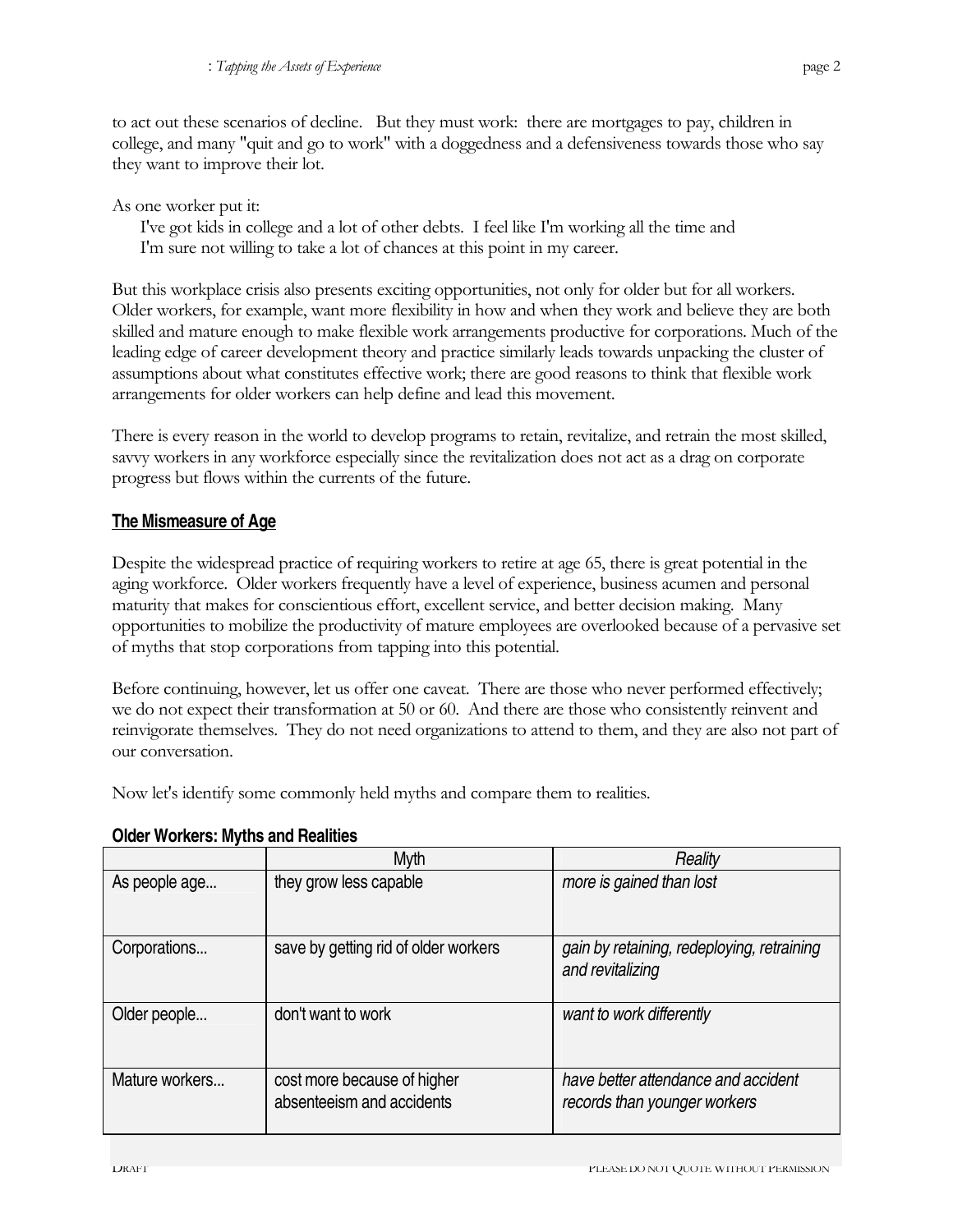to act out these scenarios of decline. But they must work: there are mortgages to pay, children in college, and many "quit and go to work" with a doggedness and a defensiveness towards those who say they want to improve their lot.

As one worker put it:

> I've got kids in college and a lot of other debts. I feel like I'm working all the time and I'm sure not willing to take a lot of chances at this point in my career.

But this workplace crisis also presents exciting opportunities, not only for older but for all workers. Older workers, for example, want more flexibility in how and when they work and believe they are both skilled and mature enough to make flexible work arrangements productive for corporations. Much of the leading edge of career development theory and practice similarly leads towards unpacking the cluster of assumptions about what constitutes effective work; there are good reasons to think that flexible work arrangements for older workers can help define and lead this movement.

There is every reason in the world to develop programs to retain, revitalize, and retrain the most skilled, savvy workers in any workforce especially since the revitalization does not act as a drag on corporate progress but flows within the currents of the future.

## The Mismeasure of Age

Despite the widespread practice of requiring workers to retire at age 65, there is great potential in the aging workforce. Older workers frequently have a level of experience, business acumen and personal maturity that makes for conscientious effort, excellent service, and better decision making. Many opportunities to mobilize the productivity of mature employees are overlooked because of a pervasive set of myths that stop corporations from tapping into this potential.

Before continuing, however, let us offer one caveat. There are those who never performed effectively; we do not expect their transformation at 50 or 60. And there are those who consistently reinvent and reinvigorate themselves. They do not need organizations to attend to them, and they are also not part of our conversation.

Now let's identify some commonly held myths and compare them to realities.

**Older Workers: Myths and Realities**

| | Myth | *Reality* |
|---|---|---|
| As people age... | they grow less capable | *more is gained than lost* |
| Corporations... | save by getting rid of older workers | *gain by retaining, redeploying, retraining and revitalizing* |
| Older people... | don't want to work | *want to work differently* |
| Mature workers... | cost more because of higher absenteeism and accidents | *have better attendance and accident records than younger workers* |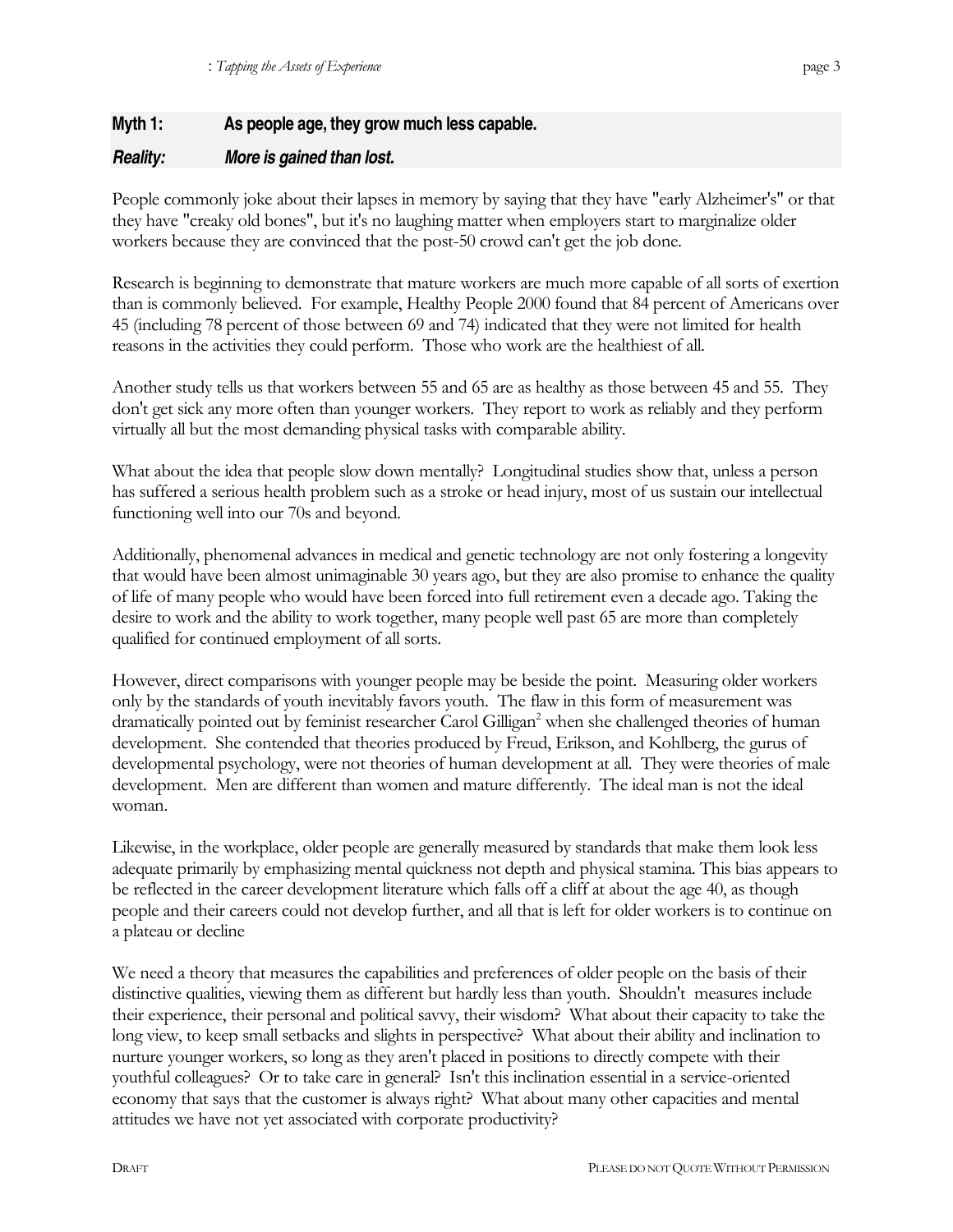## Myth 1: As people age, they grow much less capable.

### *Reality: More is gained than lost.*

People commonly joke about their lapses in memory by saying that they have "early Alzheimer's" or that they have "creaky old bones", but it's no laughing matter when employers start to marginalize older workers because they are convinced that the post-50 crowd can't get the job done.

Research is beginning to demonstrate that mature workers are much more capable of all sorts of exertion than is commonly believed. For example, Healthy People 2000 found that 84 percent of Americans over 45 (including 78 percent of those between 69 and 74) indicated that they were not limited for health reasons in the activities they could perform. Those who work are the healthiest of all.

Another study tells us that workers between 55 and 65 are as healthy as those between 45 and 55. They don't get sick any more often than younger workers. They report to work as reliably and they perform virtually all but the most demanding physical tasks with comparable ability.

What about the idea that people slow down mentally? Longitudinal studies show that, unless a person has suffered a serious health problem such as a stroke or head injury, most of us sustain our intellectual functioning well into our 70s and beyond.

Additionally, phenomenal advances in medical and genetic technology are not only fostering a longevity that would have been almost unimaginable 30 years ago, but they are also promise to enhance the quality of life of many people who would have been forced into full retirement even a decade ago. Taking the desire to work and the ability to work together, many people well past 65 are more than completely qualified for continued employment of all sorts.

However, direct comparisons with younger people may be beside the point. Measuring older workers only by the standards of youth inevitably favors youth. The flaw in this form of measurement was dramatically pointed out by feminist researcher Carol Gilligan[2] when she challenged theories of human development. She contended that theories produced by Freud, Erikson, and Kohlberg, the gurus of developmental psychology, were not theories of human development at all. They were theories of male development. Men are different than women and mature differently. The ideal man is not the ideal woman.

Likewise, in the workplace, older people are generally measured by standards that make them look less adequate primarily by emphasizing mental quickness not depth and physical stamina. This bias appears to be reflected in the career development literature which falls off a cliff at about the age 40, as though people and their careers could not develop further, and all that is left for older workers is to continue on a plateau or decline

We need a theory that measures the capabilities and preferences of older people on the basis of their distinctive qualities, viewing them as different but hardly less than youth. Shouldn't measures include their experience, their personal and political savvy, their wisdom? What about their capacity to take the long view, to keep small setbacks and slights in perspective? What about their ability and inclination to nurture younger workers, so long as they aren't placed in positions to directly compete with their youthful colleagues? Or to take care in general? Isn't this inclination essential in a service-oriented economy that says that the customer is always right? What about many other capacities and mental attitudes we have not yet associated with corporate productivity?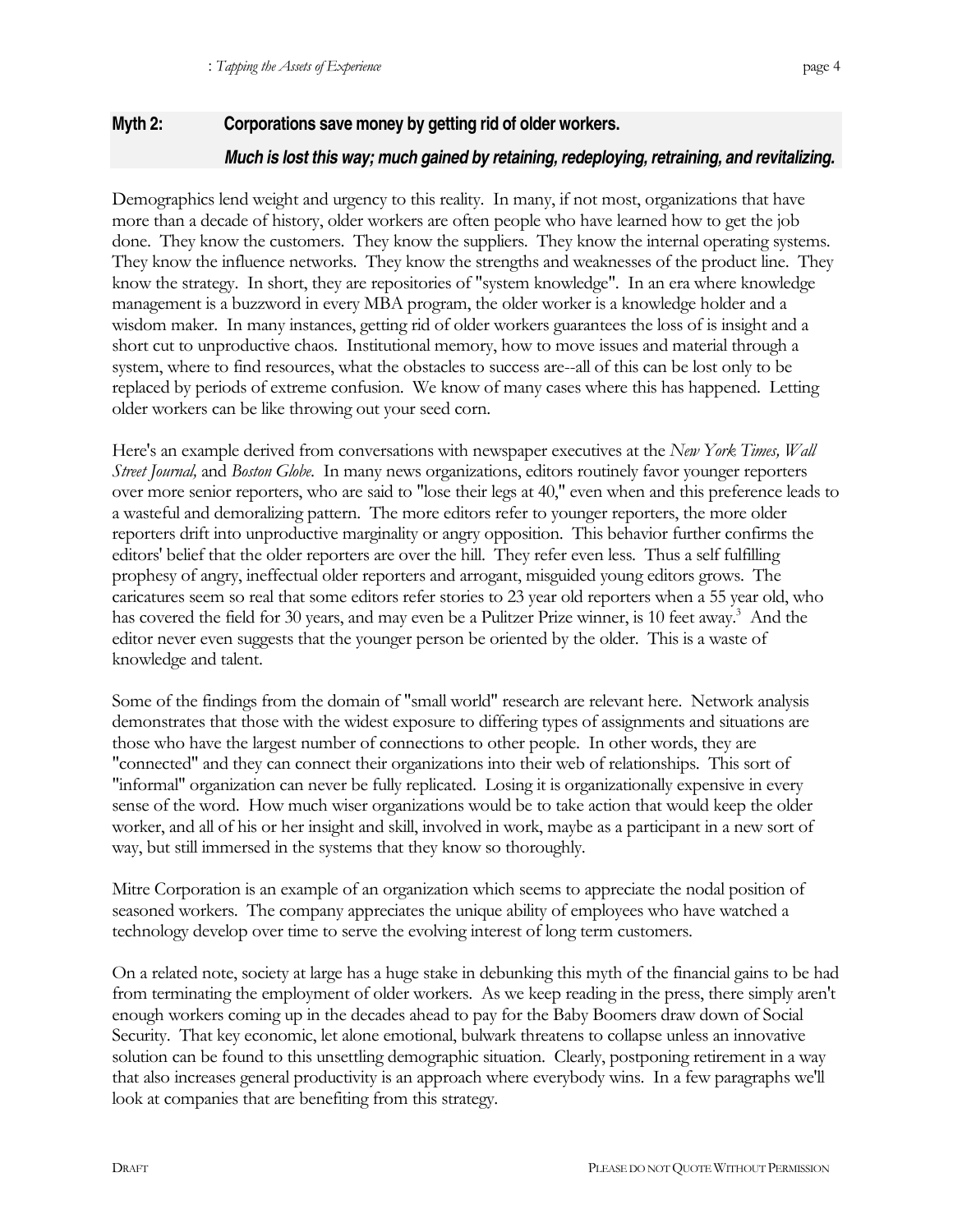## Myth 2: Corporations save money by getting rid of older workers.

***Much is lost this way; much gained by retaining, redeploying, retraining, and revitalizing.***

Demographics lend weight and urgency to this reality. In many, if not most, organizations that have more than a decade of history, older workers are often people who have learned how to get the job done. They know the customers. They know the suppliers. They know the internal operating systems. They know the influence networks. They know the strengths and weaknesses of the product line. They know the strategy. In short, they are repositories of "system knowledge". In an era where knowledge management is a buzzword in every MBA program, the older worker is a knowledge holder and a wisdom maker. In many instances, getting rid of older workers guarantees the loss of is insight and a short cut to unproductive chaos. Institutional memory, how to move issues and material through a system, where to find resources, what the obstacles to success are--all of this can be lost only to be replaced by periods of extreme confusion. We know of many cases where this has happened. Letting older workers can be like throwing out your seed corn.

Here's an example derived from conversations with newspaper executives at the *New York Times, Wall Street Journal,* and *Boston Globe*. In many news organizations, editors routinely favor younger reporters over more senior reporters, who are said to "lose their legs at 40," even when and this preference leads to a wasteful and demoralizing pattern. The more editors refer to younger reporters, the more older reporters drift into unproductive marginality or angry opposition. This behavior further confirms the editors' belief that the older reporters are over the hill. They refer even less. Thus a self fulfilling prophesy of angry, ineffectual older reporters and arrogant, misguided young editors grows. The caricatures seem so real that some editors refer stories to 23 year old reporters when a 55 year old, who has covered the field for 30 years, and may even be a Pulitzer Prize winner, is 10 feet away.[3] And the editor never even suggests that the younger person be oriented by the older. This is a waste of knowledge and talent.

Some of the findings from the domain of "small world" research are relevant here. Network analysis demonstrates that those with the widest exposure to differing types of assignments and situations are those who have the largest number of connections to other people. In other words, they are "connected" and they can connect their organizations into their web of relationships. This sort of "informal" organization can never be fully replicated. Losing it is organizationally expensive in every sense of the word. How much wiser organizations would be to take action that would keep the older worker, and all of his or her insight and skill, involved in work, maybe as a participant in a new sort of way, but still immersed in the systems that they know so thoroughly.

Mitre Corporation is an example of an organization which seems to appreciate the nodal position of seasoned workers. The company appreciates the unique ability of employees who have watched a technology develop over time to serve the evolving interest of long term customers.

On a related note, society at large has a huge stake in debunking this myth of the financial gains to be had from terminating the employment of older workers. As we keep reading in the press, there simply aren't enough workers coming up in the decades ahead to pay for the Baby Boomers draw down of Social Security. That key economic, let alone emotional, bulwark threatens to collapse unless an innovative solution can be found to this unsettling demographic situation. Clearly, postponing retirement in a way that also increases general productivity is an approach where everybody wins. In a few paragraphs we'll look at companies that are benefiting from this strategy.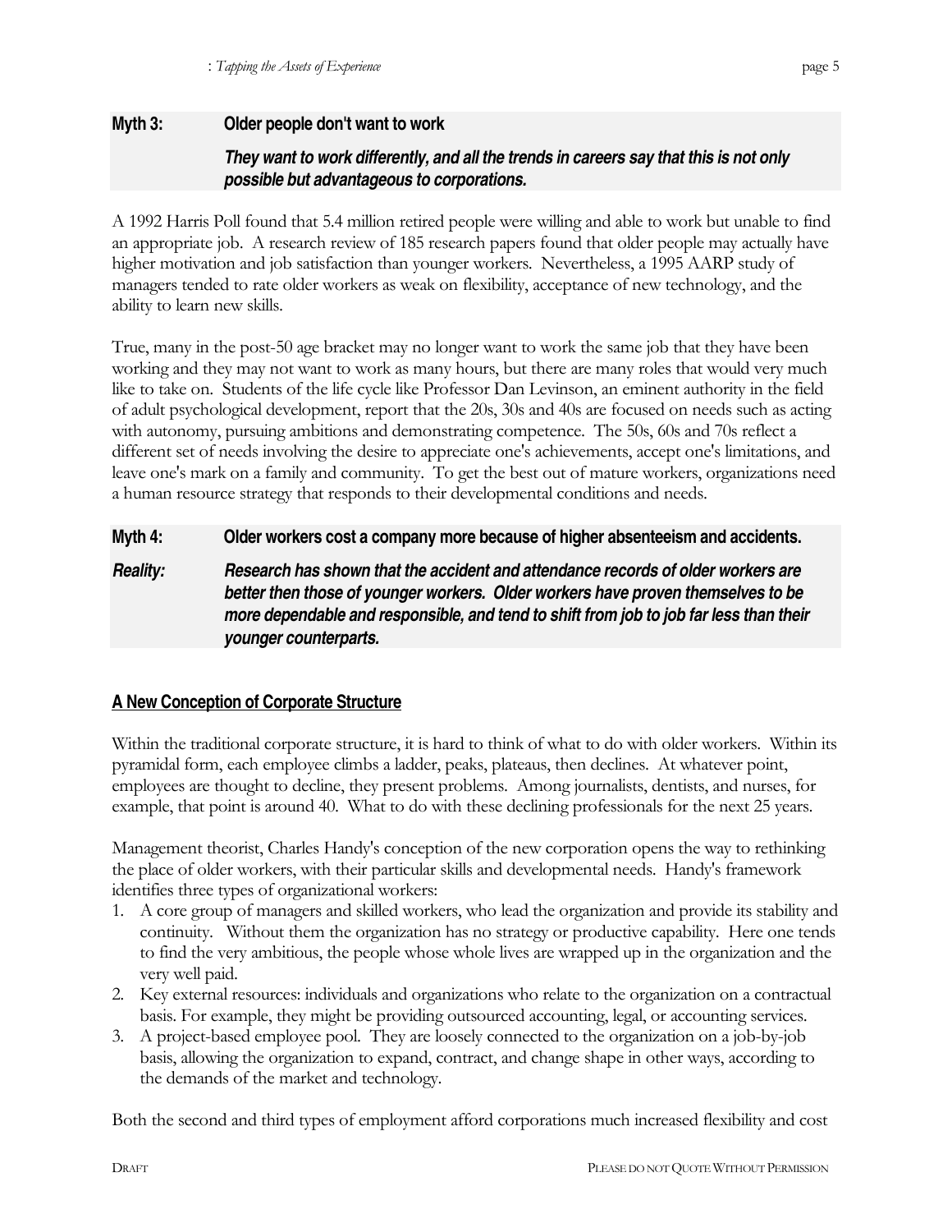**Myth 3: Older people don't want to work**

***They want to work differently, and all the trends in careers say that this is not only possible but advantageous to corporations.***

A 1992 Harris Poll found that 5.4 million retired people were willing and able to work but unable to find an appropriate job. A research review of 185 research papers found that older people may actually have higher motivation and job satisfaction than younger workers. Nevertheless, a 1995 AARP study of managers tended to rate older workers as weak on flexibility, acceptance of new technology, and the ability to learn new skills.

True, many in the post-50 age bracket may no longer want to work the same job that they have been working and they may not want to work as many hours, but there are many roles that would very much like to take on. Students of the life cycle like Professor Dan Levinson, an eminent authority in the field of adult psychological development, report that the 20s, 30s and 40s are focused on needs such as acting with autonomy, pursuing ambitions and demonstrating competence. The 50s, 60s and 70s reflect a different set of needs involving the desire to appreciate one's achievements, accept one's limitations, and leave one's mark on a family and community. To get the best out of mature workers, organizations need a human resource strategy that responds to their developmental conditions and needs.

**Myth 4: Older workers cost a company more because of higher absenteeism and accidents.**

***Reality: Research has shown that the accident and attendance records of older workers are better then those of younger workers. Older workers have proven themselves to be more dependable and responsible, and tend to shift from job to job far less than their younger counterparts.***

## A New Conception of Corporate Structure

Within the traditional corporate structure, it is hard to think of what to do with older workers. Within its pyramidal form, each employee climbs a ladder, peaks, plateaus, then declines. At whatever point, employees are thought to decline, they present problems. Among journalists, dentists, and nurses, for example, that point is around 40. What to do with these declining professionals for the next 25 years.

Management theorist, Charles Handy's conception of the new corporation opens the way to rethinking the place of older workers, with their particular skills and developmental needs. Handy's framework identifies three types of organizational workers:

1. A core group of managers and skilled workers, who lead the organization and provide its stability and continuity. Without them the organization has no strategy or productive capability. Here one tends to find the very ambitious, the people whose whole lives are wrapped up in the organization and the very well paid.
2. Key external resources: individuals and organizations who relate to the organization on a contractual basis. For example, they might be providing outsourced accounting, legal, or accounting services.
3. A project-based employee pool. They are loosely connected to the organization on a job-by-job basis, allowing the organization to expand, contract, and change shape in other ways, according to the demands of the market and technology.

Both the second and third types of employment afford corporations much increased flexibility and cost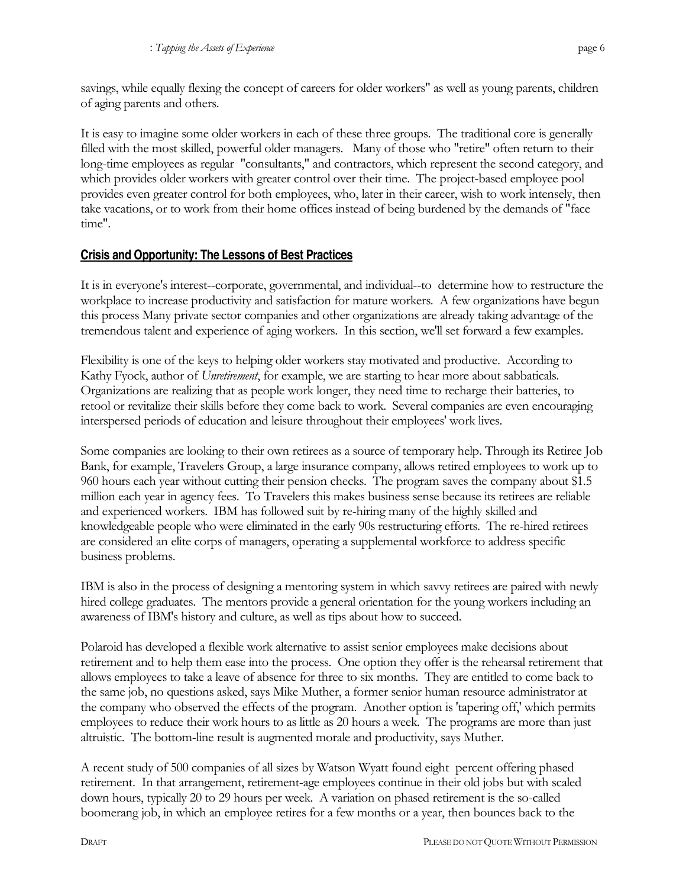savings, while equally flexing the concept of careers for older workers" as well as young parents, children of aging parents and others.

It is easy to imagine some older workers in each of these three groups. The traditional core is generally filled with the most skilled, powerful older managers. Many of those who "retire" often return to their long-time employees as regular "consultants," and contractors, which represent the second category, and which provides older workers with greater control over their time. The project-based employee pool provides even greater control for both employees, who, later in their career, wish to work intensely, then take vacations, or to work from their home offices instead of being burdened by the demands of "face time".

## Crisis and Opportunity: The Lessons of Best Practices

It is in everyone's interest--corporate, governmental, and individual--to determine how to restructure the workplace to increase productivity and satisfaction for mature workers. A few organizations have begun this process Many private sector companies and other organizations are already taking advantage of the tremendous talent and experience of aging workers. In this section, we'll set forward a few examples.

Flexibility is one of the keys to helping older workers stay motivated and productive. According to Kathy Fyock, author of *Unretirement*, for example, we are starting to hear more about sabbaticals. Organizations are realizing that as people work longer, they need time to recharge their batteries, to retool or revitalize their skills before they come back to work. Several companies are even encouraging interspersed periods of education and leisure throughout their employees' work lives.

Some companies are looking to their own retirees as a source of temporary help. Through its Retiree Job Bank, for example, Travelers Group, a large insurance company, allows retired employees to work up to 960 hours each year without cutting their pension checks. The program saves the company about $1.5 million each year in agency fees. To Travelers this makes business sense because its retirees are reliable and experienced workers. IBM has followed suit by re-hiring many of the highly skilled and knowledgeable people who were eliminated in the early 90s restructuring efforts. The re-hired retirees are considered an elite corps of managers, operating a supplemental workforce to address specific business problems.

IBM is also in the process of designing a mentoring system in which savvy retirees are paired with newly hired college graduates. The mentors provide a general orientation for the young workers including an awareness of IBM's history and culture, as well as tips about how to succeed.

Polaroid has developed a flexible work alternative to assist senior employees make decisions about retirement and to help them ease into the process. One option they offer is the rehearsal retirement that allows employees to take a leave of absence for three to six months. They are entitled to come back to the same job, no questions asked, says Mike Muther, a former senior human resource administrator at the company who observed the effects of the program. Another option is 'tapering off,' which permits employees to reduce their work hours to as little as 20 hours a week. The programs are more than just altruistic. The bottom-line result is augmented morale and productivity, says Muther.

A recent study of 500 companies of all sizes by Watson Wyatt found eight percent offering phased retirement. In that arrangement, retirement-age employees continue in their old jobs but with scaled down hours, typically 20 to 29 hours per week. A variation on phased retirement is the so-called boomerang job, in which an employee retires for a few months or a year, then bounces back to the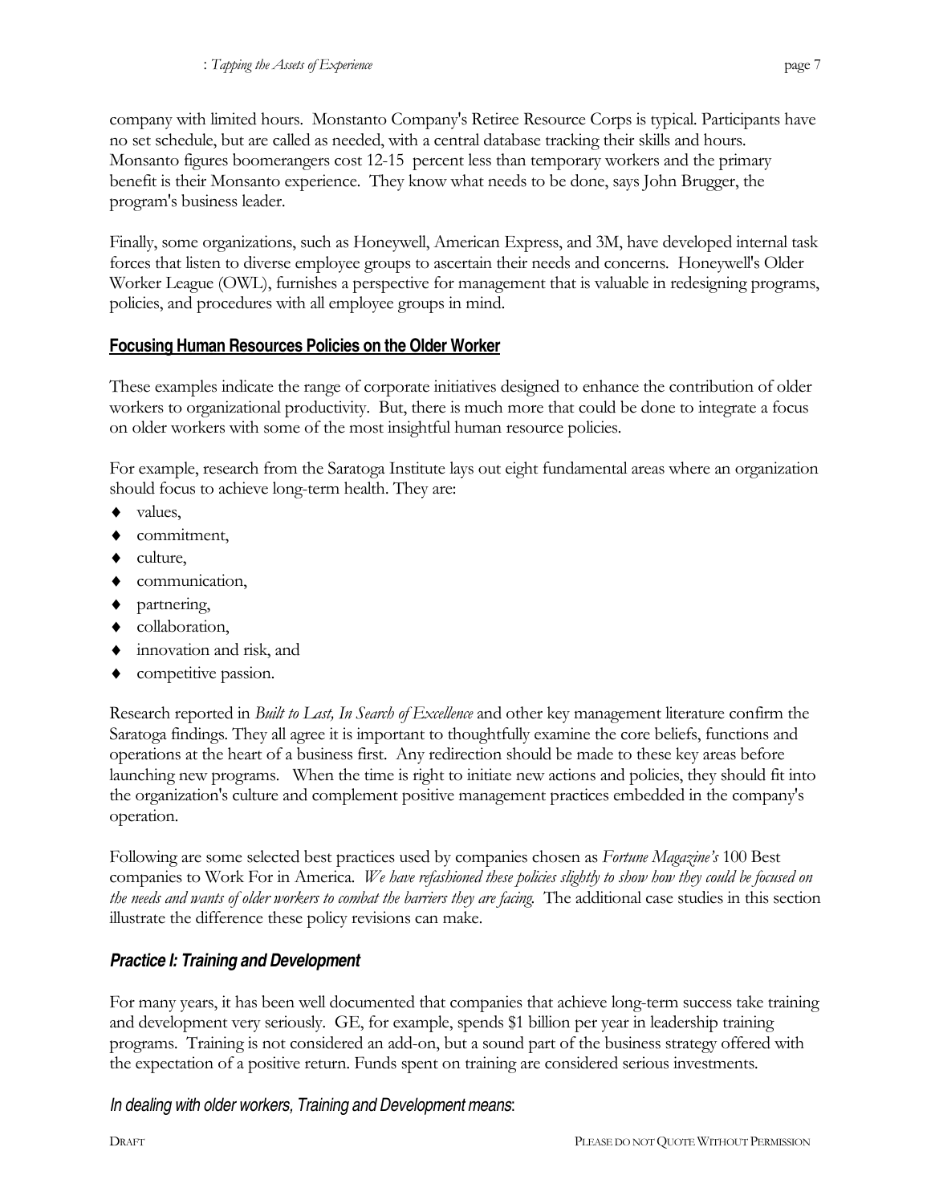company with limited hours. Monstanto Company's Retiree Resource Corps is typical. Participants have no set schedule, but are called as needed, with a central database tracking their skills and hours. Monsanto figures boomerangers cost 12-15 percent less than temporary workers and the primary benefit is their Monsanto experience. They know what needs to be done, says John Brugger, the program's business leader.

Finally, some organizations, such as Honeywell, American Express, and 3M, have developed internal task forces that listen to diverse employee groups to ascertain their needs and concerns. Honeywell's Older Worker League (OWL), furnishes a perspective for management that is valuable in redesigning programs, policies, and procedures with all employee groups in mind.

## Focusing Human Resources Policies on the Older Worker

These examples indicate the range of corporate initiatives designed to enhance the contribution of older workers to organizational productivity. But, there is much more that could be done to integrate a focus on older workers with some of the most insightful human resource policies.

For example, research from the Saratoga Institute lays out eight fundamental areas where an organization should focus to achieve long-term health. They are:

- values,
- commitment,
- culture,
- communication,
- partnering,
- collaboration,
- innovation and risk, and
- competitive passion.

Research reported in *Built to Last, In Search of Excellence* and other key management literature confirm the Saratoga findings. They all agree it is important to thoughtfully examine the core beliefs, functions and operations at the heart of a business first. Any redirection should be made to these key areas before launching new programs. When the time is right to initiate new actions and policies, they should fit into the organization's culture and complement positive management practices embedded in the company's operation.

Following are some selected best practices used by companies chosen as *Fortune Magazine's* 100 Best companies to Work For in America. *We have refashioned these policies slightly to show how they could be focused on the needs and wants of older workers to combat the barriers they are facing.* The additional case studies in this section illustrate the difference these policy revisions can make.

### *Practice I: Training and Development*

For many years, it has been well documented that companies that achieve long-term success take training and development very seriously. GE, for example, spends $1 billion per year in leadership training programs. Training is not considered an add-on, but a sound part of the business strategy offered with the expectation of a positive return. Funds spent on training are considered serious investments.

*In dealing with older workers, Training and Development means*: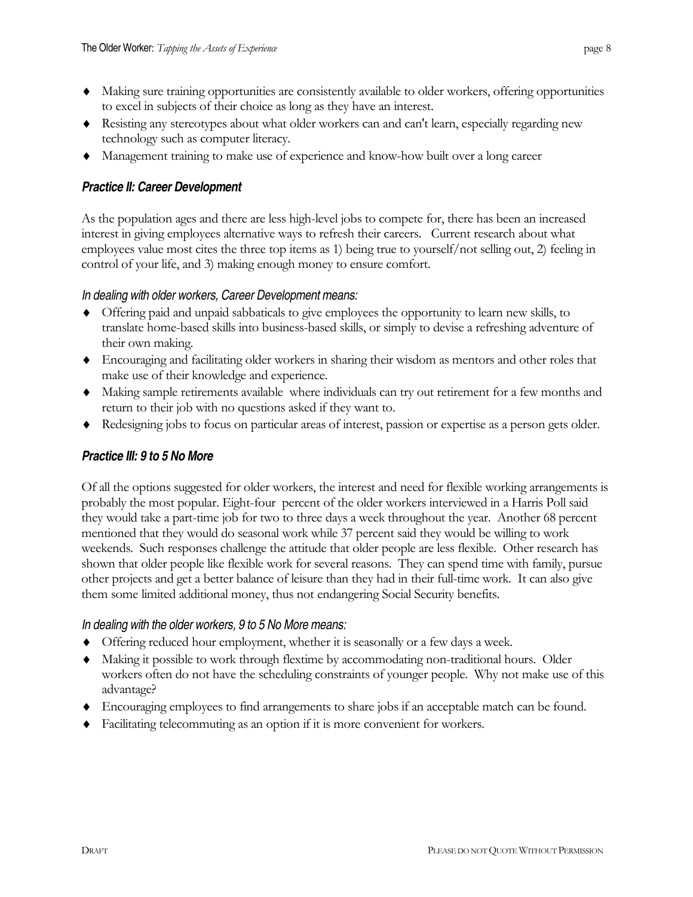- Making sure training opportunities are consistently available to older workers, offering opportunities to excel in subjects of their choice as long as they have an interest.
- Resisting any stereotypes about what older workers can and can't learn, especially regarding new technology such as computer literacy.
- Management training to make use of experience and know-how built over a long career

### *Practice II: Career Development*

As the population ages and there are less high-level jobs to compete for, there has been an increased interest in giving employees alternative ways to refresh their careers. Current research about what employees value most cites the three top items as 1) being true to yourself/not selling out, 2) feeling in control of your life, and 3) making enough money to ensure comfort.

*In dealing with older workers, Career Development means:*

- Offering paid and unpaid sabbaticals to give employees the opportunity to learn new skills, to translate home-based skills into business-based skills, or simply to devise a refreshing adventure of their own making.
- Encouraging and facilitating older workers in sharing their wisdom as mentors and other roles that make use of their knowledge and experience.
- Making sample retirements available where individuals can try out retirement for a few months and return to their job with no questions asked if they want to.
- Redesigning jobs to focus on particular areas of interest, passion or expertise as a person gets older.

### *Practice III: 9 to 5 No More*

Of all the options suggested for older workers, the interest and need for flexible working arrangements is probably the most popular. Eight-four percent of the older workers interviewed in a Harris Poll said they would take a part-time job for two to three days a week throughout the year. Another 68 percent mentioned that they would do seasonal work while 37 percent said they would be willing to work weekends. Such responses challenge the attitude that older people are less flexible. Other research has shown that older people like flexible work for several reasons. They can spend time with family, pursue other projects and get a better balance of leisure than they had in their full-time work. It can also give them some limited additional money, thus not endangering Social Security benefits.

*In dealing with the older workers, 9 to 5 No More means:*

- Offering reduced hour employment, whether it is seasonally or a few days a week.
- Making it possible to work through flextime by accommodating non-traditional hours. Older workers often do not have the scheduling constraints of younger people. Why not make use of this advantage?
- Encouraging employees to find arrangements to share jobs if an acceptable match can be found.
- Facilitating telecommuting as an option if it is more convenient for workers.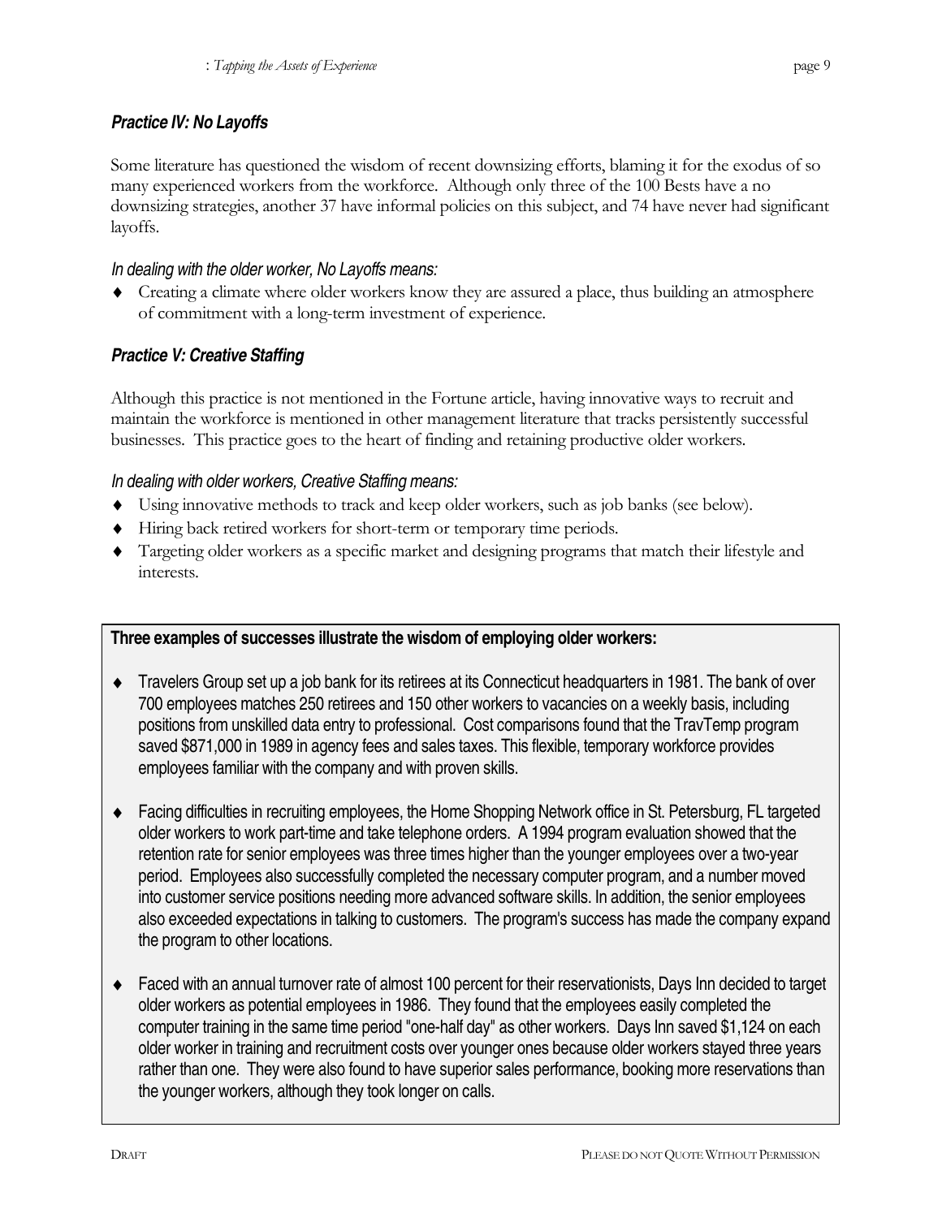### *Practice IV: No Layoffs*

Some literature has questioned the wisdom of recent downsizing efforts, blaming it for the exodus of so many experienced workers from the workforce. Although only three of the 100 Bests have a no downsizing strategies, another 37 have informal policies on this subject, and 74 have never had significant layoffs.

*In dealing with the older worker, No Layoffs means:*

- Creating a climate where older workers know they are assured a place, thus building an atmosphere of commitment with a long-term investment of experience.

### *Practice V: Creative Staffing*

Although this practice is not mentioned in the Fortune article, having innovative ways to recruit and maintain the workforce is mentioned in other management literature that tracks persistently successful businesses. This practice goes to the heart of finding and retaining productive older workers.

*In dealing with older workers, Creative Staffing means:*

- Using innovative methods to track and keep older workers, such as job banks (see below).
- Hiring back retired workers for short-term or temporary time periods.
- Targeting older workers as a specific market and designing programs that match their lifestyle and interests.

**Three examples of successes illustrate the wisdom of employing older workers:**

- Travelers Group set up a job bank for its retirees at its Connecticut headquarters in 1981. The bank of over 700 employees matches 250 retirees and 150 other workers to vacancies on a weekly basis, including positions from unskilled data entry to professional. Cost comparisons found that the TravTemp program saved $871,000 in 1989 in agency fees and sales taxes. This flexible, temporary workforce provides employees familiar with the company and with proven skills.

- Facing difficulties in recruiting employees, the Home Shopping Network office in St. Petersburg, FL targeted older workers to work part-time and take telephone orders. A 1994 program evaluation showed that the retention rate for senior employees was three times higher than the younger employees over a two-year period. Employees also successfully completed the necessary computer program, and a number moved into customer service positions needing more advanced software skills. In addition, the senior employees also exceeded expectations in talking to customers. The program's success has made the company expand the program to other locations.

- Faced with an annual turnover rate of almost 100 percent for their reservationists, Days Inn decided to target older workers as potential employees in 1986. They found that the employees easily completed the computer training in the same time period "one-half day" as other workers. Days Inn saved $1,124 on each older worker in training and recruitment costs over younger ones because older workers stayed three years rather than one. They were also found to have superior sales performance, booking more reservations than the younger workers, although they took longer on calls.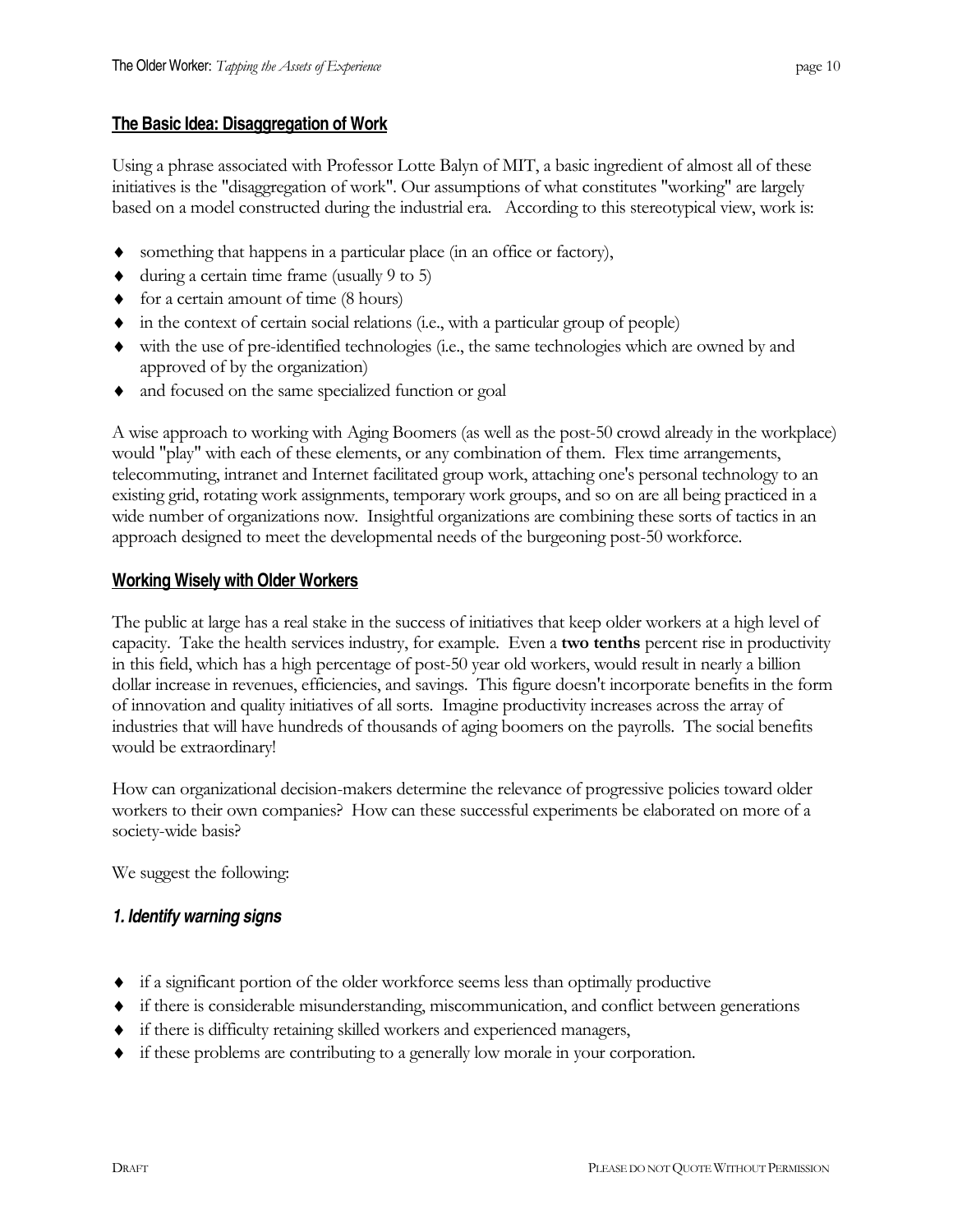## The Basic Idea: Disaggregation of Work

Using a phrase associated with Professor Lotte Balyn of MIT, a basic ingredient of almost all of these initiatives is the "disaggregation of work". Our assumptions of what constitutes "working" are largely based on a model constructed during the industrial era. According to this stereotypical view, work is:

- something that happens in a particular place (in an office or factory),
- during a certain time frame (usually 9 to 5)
- for a certain amount of time (8 hours)
- in the context of certain social relations (i.e., with a particular group of people)
- with the use of pre-identified technologies (i.e., the same technologies which are owned by and approved of by the organization)
- and focused on the same specialized function or goal

A wise approach to working with Aging Boomers (as well as the post-50 crowd already in the workplace) would "play" with each of these elements, or any combination of them. Flex time arrangements, telecommuting, intranet and Internet facilitated group work, attaching one's personal technology to an existing grid, rotating work assignments, temporary work groups, and so on are all being practiced in a wide number of organizations now. Insightful organizations are combining these sorts of tactics in an approach designed to meet the developmental needs of the burgeoning post-50 workforce.

## Working Wisely with Older Workers

The public at large has a real stake in the success of initiatives that keep older workers at a high level of capacity. Take the health services industry, for example. Even a **two tenths** percent rise in productivity in this field, which has a high percentage of post-50 year old workers, would result in nearly a billion dollar increase in revenues, efficiencies, and savings. This figure doesn't incorporate benefits in the form of innovation and quality initiatives of all sorts. Imagine productivity increases across the array of industries that will have hundreds of thousands of aging boomers on the payrolls. The social benefits would be extraordinary!

How can organizational decision-makers determine the relevance of progressive policies toward older workers to their own companies? How can these successful experiments be elaborated on more of a society-wide basis?

We suggest the following:

### *1. Identify warning signs*

- if a significant portion of the older workforce seems less than optimally productive
- if there is considerable misunderstanding, miscommunication, and conflict between generations
- if there is difficulty retaining skilled workers and experienced managers,
- if these problems are contributing to a generally low morale in your corporation.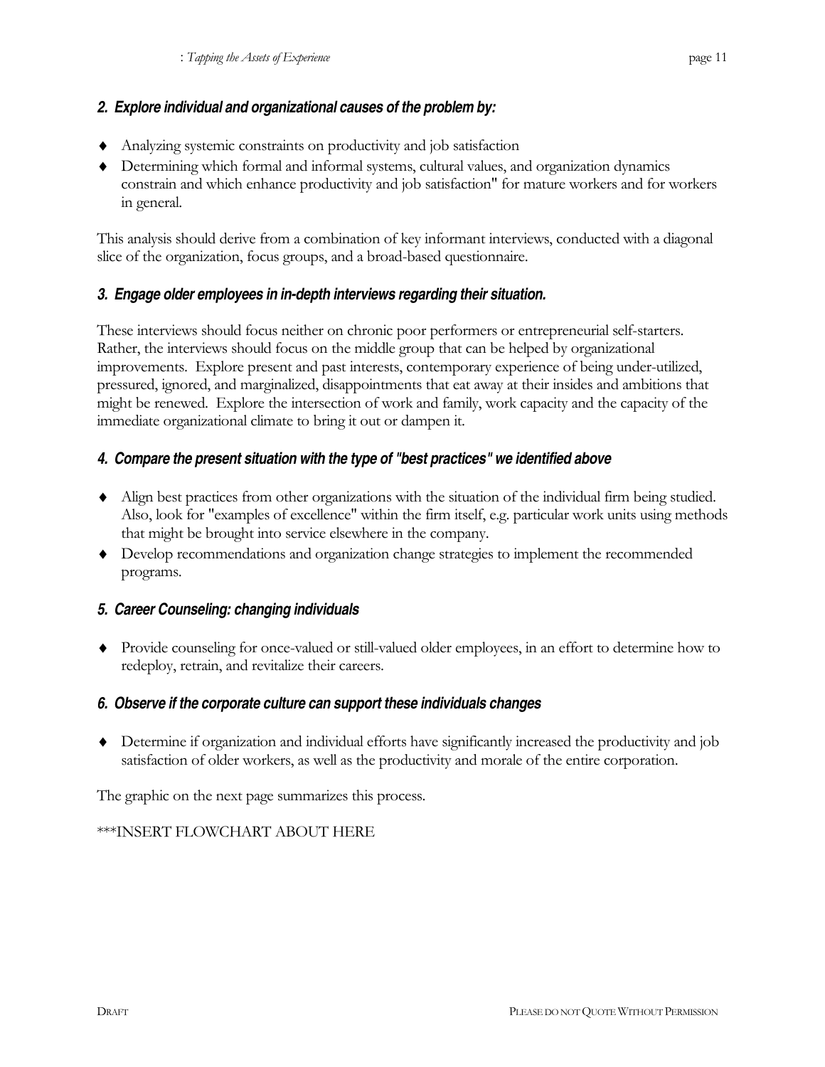### *2. Explore individual and organizational causes of the problem by:*

- Analyzing systemic constraints on productivity and job satisfaction
- Determining which formal and informal systems, cultural values, and organization dynamics constrain and which enhance productivity and job satisfaction" for mature workers and for workers in general.

This analysis should derive from a combination of key informant interviews, conducted with a diagonal slice of the organization, focus groups, and a broad-based questionnaire.

### *3. Engage older employees in in-depth interviews regarding their situation.*

These interviews should focus neither on chronic poor performers or entrepreneurial self-starters. Rather, the interviews should focus on the middle group that can be helped by organizational improvements. Explore present and past interests, contemporary experience of being under-utilized, pressured, ignored, and marginalized, disappointments that eat away at their insides and ambitions that might be renewed. Explore the intersection of work and family, work capacity and the capacity of the immediate organizational climate to bring it out or dampen it.

### *4. Compare the present situation with the type of "best practices" we identified above*

- Align best practices from other organizations with the situation of the individual firm being studied. Also, look for "examples of excellence" within the firm itself, e.g. particular work units using methods that might be brought into service elsewhere in the company.
- Develop recommendations and organization change strategies to implement the recommended programs.

### *5. Career Counseling: changing individuals*

- Provide counseling for once-valued or still-valued older employees, in an effort to determine how to redeploy, retrain, and revitalize their careers.

### *6. Observe if the corporate culture can support these individuals changes*

- Determine if organization and individual efforts have significantly increased the productivity and job satisfaction of older workers, as well as the productivity and morale of the entire corporation.

The graphic on the next page summarizes this process.

***INSERT FLOWCHART ABOUT HERE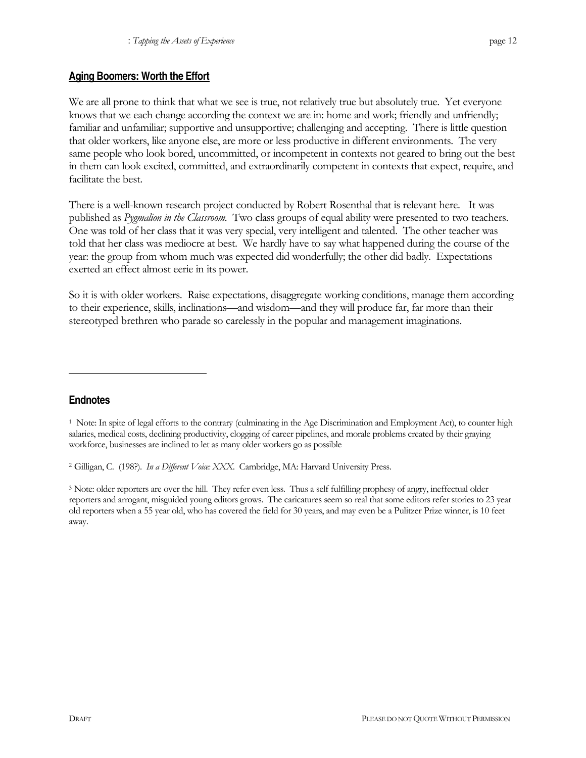## Aging Boomers: Worth the Effort

We are all prone to think that what we see is true, not relatively true but absolutely true. Yet everyone knows that we each change according the context we are in: home and work; friendly and unfriendly; familiar and unfamiliar; supportive and unsupportive; challenging and accepting. There is little question that older workers, like anyone else, are more or less productive in different environments. The very same people who look bored, uncommitted, or incompetent in contexts not geared to bring out the best in them can look excited, committed, and extraordinarily competent in contexts that expect, require, and facilitate the best.

There is a well-known research project conducted by Robert Rosenthal that is relevant here. It was published as *Pygmalion in the Classroom.* Two class groups of equal ability were presented to two teachers. One was told of her class that it was very special, very intelligent and talented. The other teacher was told that her class was mediocre at best. We hardly have to say what happened during the course of the year: the group from whom much was expected did wonderfully; the other did badly. Expectations exerted an effect almost eerie in its power.

So it is with older workers. Raise expectations, disaggregate working conditions, manage them according to their experience, skills, inclinations—and wisdom—and they will produce far, far more than their stereotyped brethren who parade so carelessly in the popular and management imaginations.

---

### Endnotes

[1] Note: In spite of legal efforts to the contrary (culminating in the Age Discrimination and Employment Act), to counter high salaries, medical costs, declining productivity, clogging of career pipelines, and morale problems created by their graying workforce, businesses are inclined to let as many older workers go as possible

[2] Gilligan, C. (198?). *In a Different Voice: XXX.* Cambridge, MA: Harvard University Press.

[3] Note: older reporters are over the hill. They refer even less. Thus a self fulfilling prophesy of angry, ineffectual older reporters and arrogant, misguided young editors grows. The caricatures seem so real that some editors refer stories to 23 year old reporters when a 55 year old, who has covered the field for 30 years, and may even be a Pulitzer Prize winner, is 10 feet away.